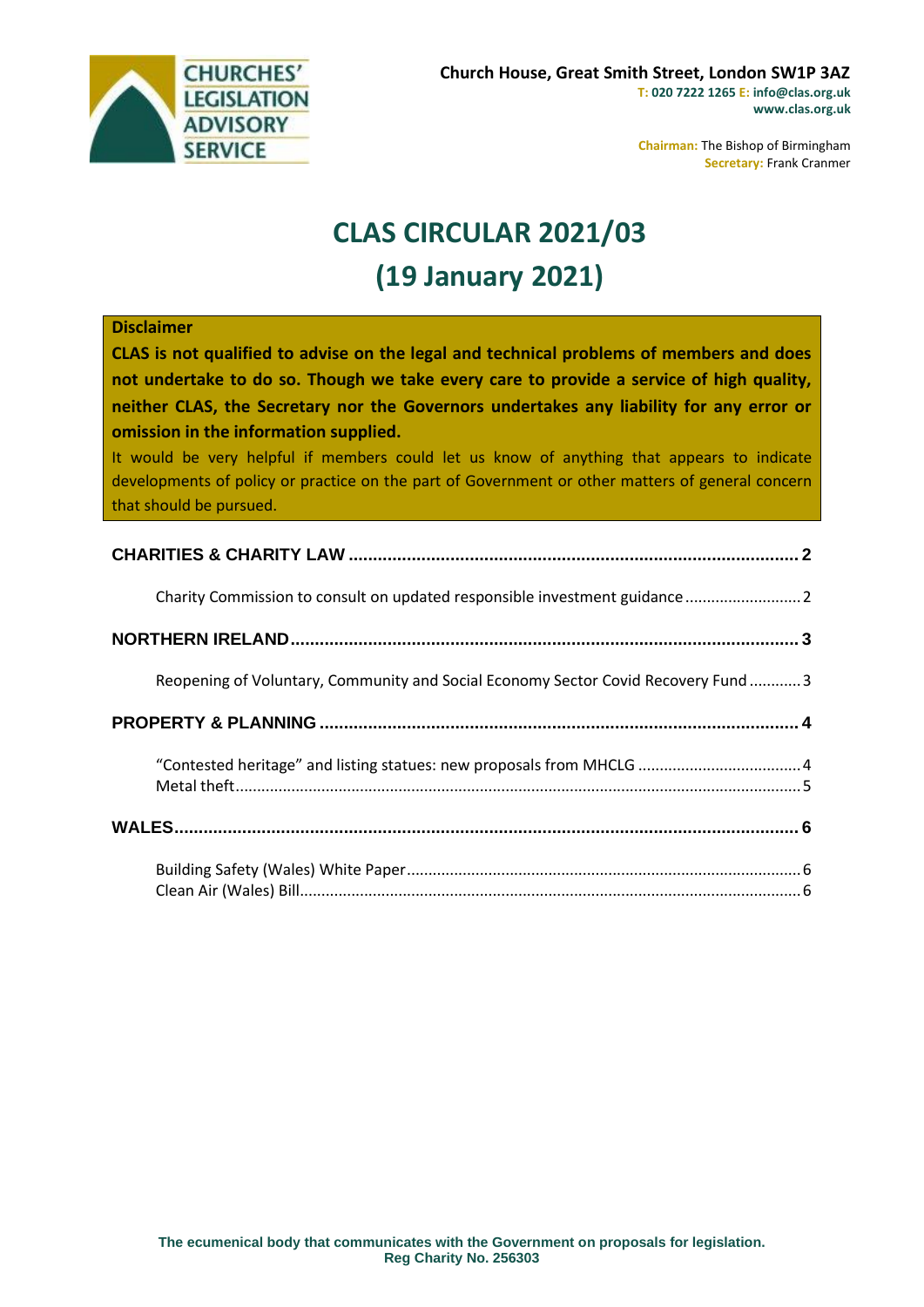CHURCHES' LEGISLATION ADVISORY SERVICE

**Church House, Great Smith Street, London SW1P 3AZ**
**T: 020 7222 1265 E: info@clas.org.uk**
**www.clas.org.uk**

**Chairman:** The Bishop of Birmingham
**Secretary:** Frank Cranmer

# CLAS CIRCULAR 2021/03
# (19 January 2021)

**Disclaimer**

**CLAS is not qualified to advise on the legal and technical problems of members and does not undertake to do so. Though we take every care to provide a service of high quality, neither CLAS, the Secretary nor the Governors undertakes any liability for any error or omission in the information supplied.**

It would be very helpful if members could let us know of anything that appears to indicate developments of policy or practice on the part of Government or other matters of general concern that should be pursued.

**CHARITIES & CHARITY LAW** .... 2

- Charity Commission to consult on updated responsible investment guidance .... 2

**NORTHERN IRELAND** .... 3

- Reopening of Voluntary, Community and Social Economy Sector Covid Recovery Fund .... 3

**PROPERTY & PLANNING** .... 4

- "Contested heritage" and listing statues: new proposals from MHCLG .... 4
- Metal theft .... 5

**WALES** .... 6

- Building Safety (Wales) White Paper .... 6
- Clean Air (Wales) Bill .... 6

**The ecumenical body that communicates with the Government on proposals for legislation.**
**Reg Charity No. 256303**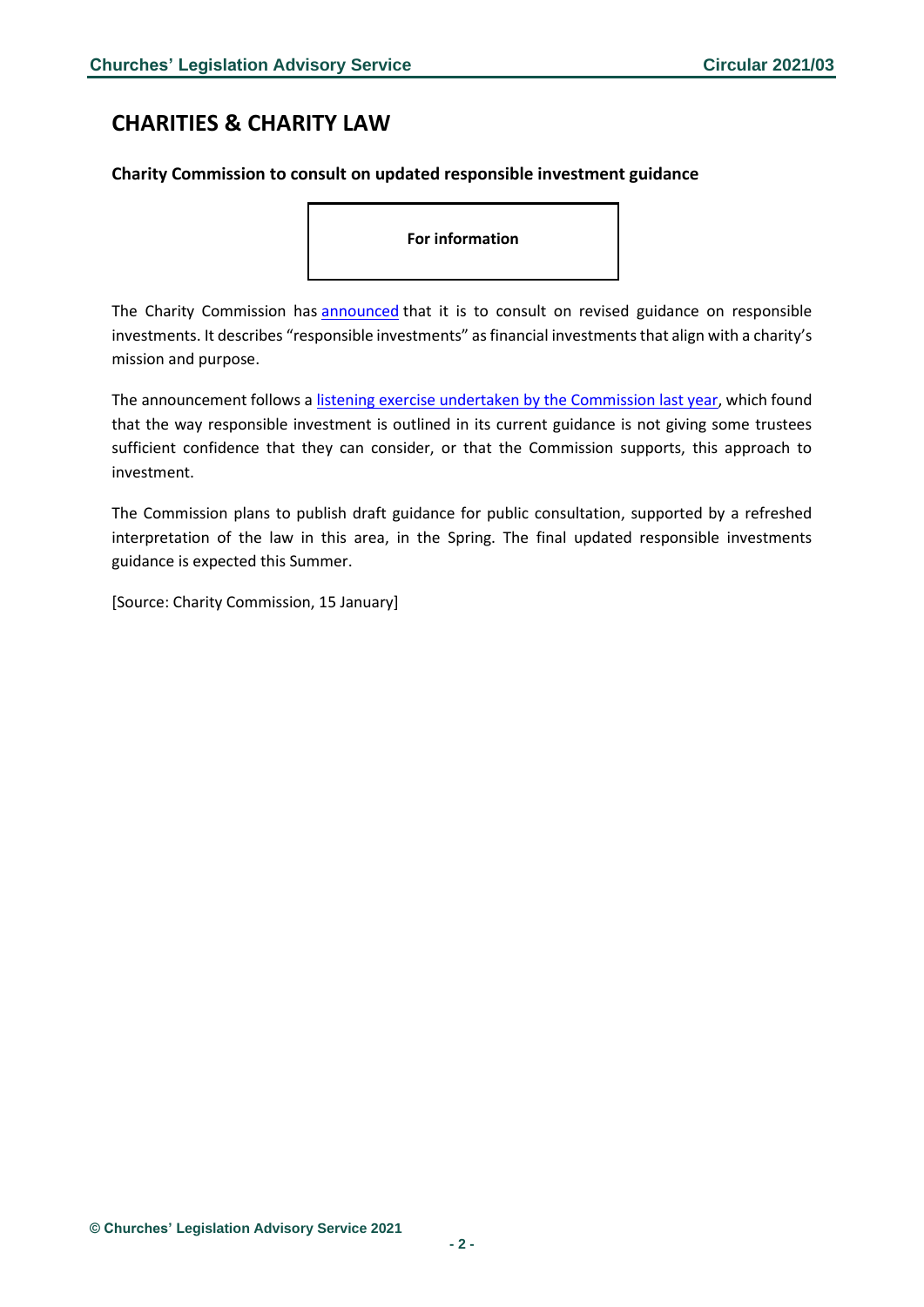## CHARITIES & CHARITY LAW

### Charity Commission to consult on updated responsible investment guidance

**For information**

The Charity Commission has announced that it is to consult on revised guidance on responsible investments. It describes "responsible investments" as financial investments that align with a charity's mission and purpose.

The announcement follows a listening exercise undertaken by the Commission last year, which found that the way responsible investment is outlined in its current guidance is not giving some trustees sufficient confidence that they can consider, or that the Commission supports, this approach to investment.

The Commission plans to publish draft guidance for public consultation, supported by a refreshed interpretation of the law in this area, in the Spring. The final updated responsible investments guidance is expected this Summer.

[Source: Charity Commission, 15 January]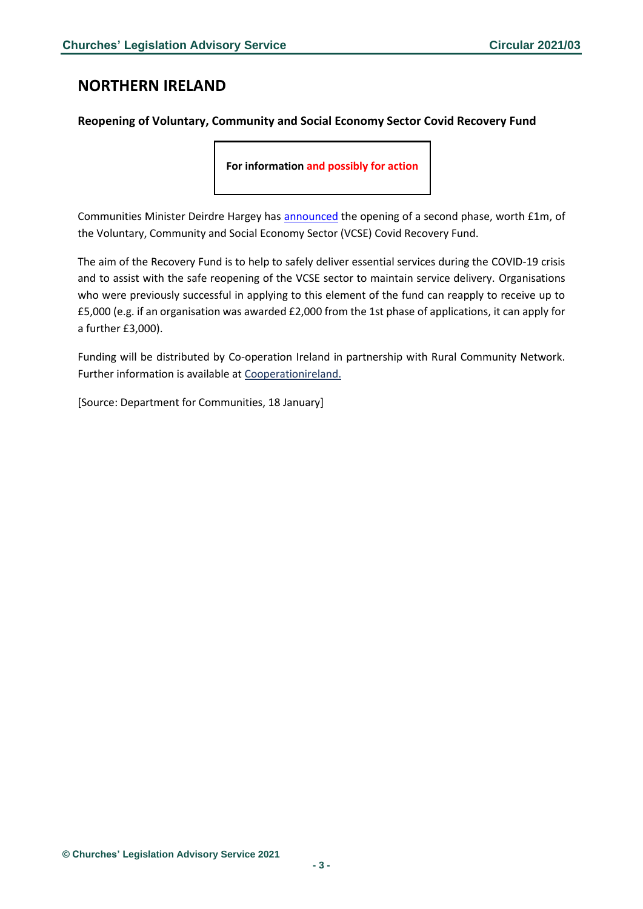## NORTHERN IRELAND

### Reopening of Voluntary, Community and Social Economy Sector Covid Recovery Fund

**For information and possibly for action**

Communities Minister Deirdre Hargey has announced the opening of a second phase, worth £1m, of the Voluntary, Community and Social Economy Sector (VCSE) Covid Recovery Fund.

The aim of the Recovery Fund is to help to safely deliver essential services during the COVID-19 crisis and to assist with the safe reopening of the VCSE sector to maintain service delivery. Organisations who were previously successful in applying to this element of the fund can reapply to receive up to £5,000 (e.g. if an organisation was awarded £2,000 from the 1st phase of applications, it can apply for a further £3,000).

Funding will be distributed by Co-operation Ireland in partnership with Rural Community Network. Further information is available at Cooperationireland.

[Source: Department for Communities, 18 January]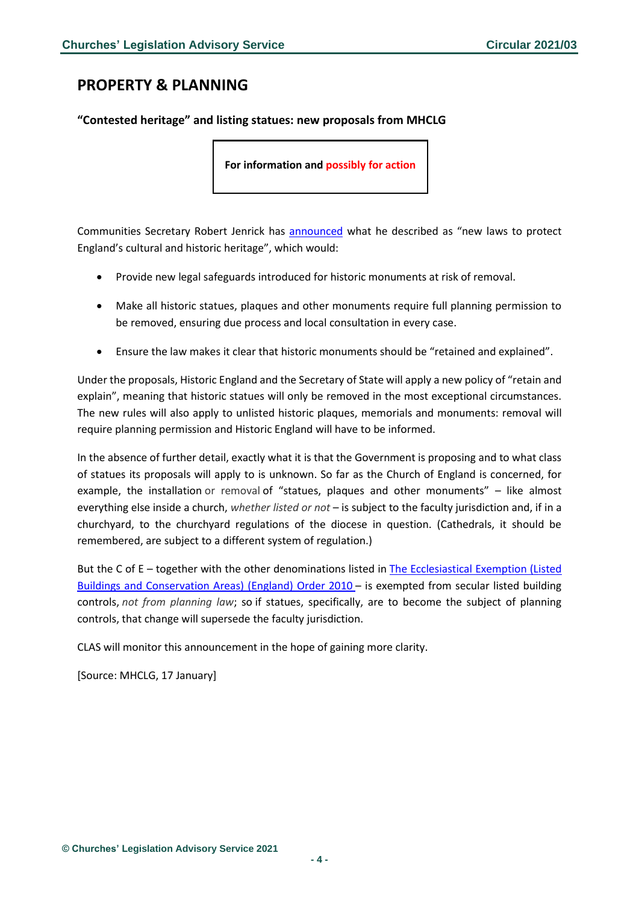## PROPERTY & PLANNING

### "Contested heritage" and listing statues: new proposals from MHCLG

**For information and possibly for action**

Communities Secretary Robert Jenrick has announced what he described as "new laws to protect England's cultural and historic heritage", which would:

- Provide new legal safeguards introduced for historic monuments at risk of removal.
- Make all historic statues, plaques and other monuments require full planning permission to be removed, ensuring due process and local consultation in every case.
- Ensure the law makes it clear that historic monuments should be "retained and explained".

Under the proposals, Historic England and the Secretary of State will apply a new policy of "retain and explain", meaning that historic statues will only be removed in the most exceptional circumstances. The new rules will also apply to unlisted historic plaques, memorials and monuments: removal will require planning permission and Historic England will have to be informed.

In the absence of further detail, exactly what it is that the Government is proposing and to what class of statues its proposals will apply to is unknown. So far as the Church of England is concerned, for example, the installation or removal of "statues, plaques and other monuments" – like almost everything else inside a church, *whether listed or not* – is subject to the faculty jurisdiction and, if in a churchyard, to the churchyard regulations of the diocese in question. (Cathedrals, it should be remembered, are subject to a different system of regulation.)

But the C of E – together with the other denominations listed in The Ecclesiastical Exemption (Listed Buildings and Conservation Areas) (England) Order 2010 – is exempted from secular listed building controls, *not from planning law*; so if statues, specifically, are to become the subject of planning controls, that change will supersede the faculty jurisdiction.

CLAS will monitor this announcement in the hope of gaining more clarity.

[Source: MHCLG, 17 January]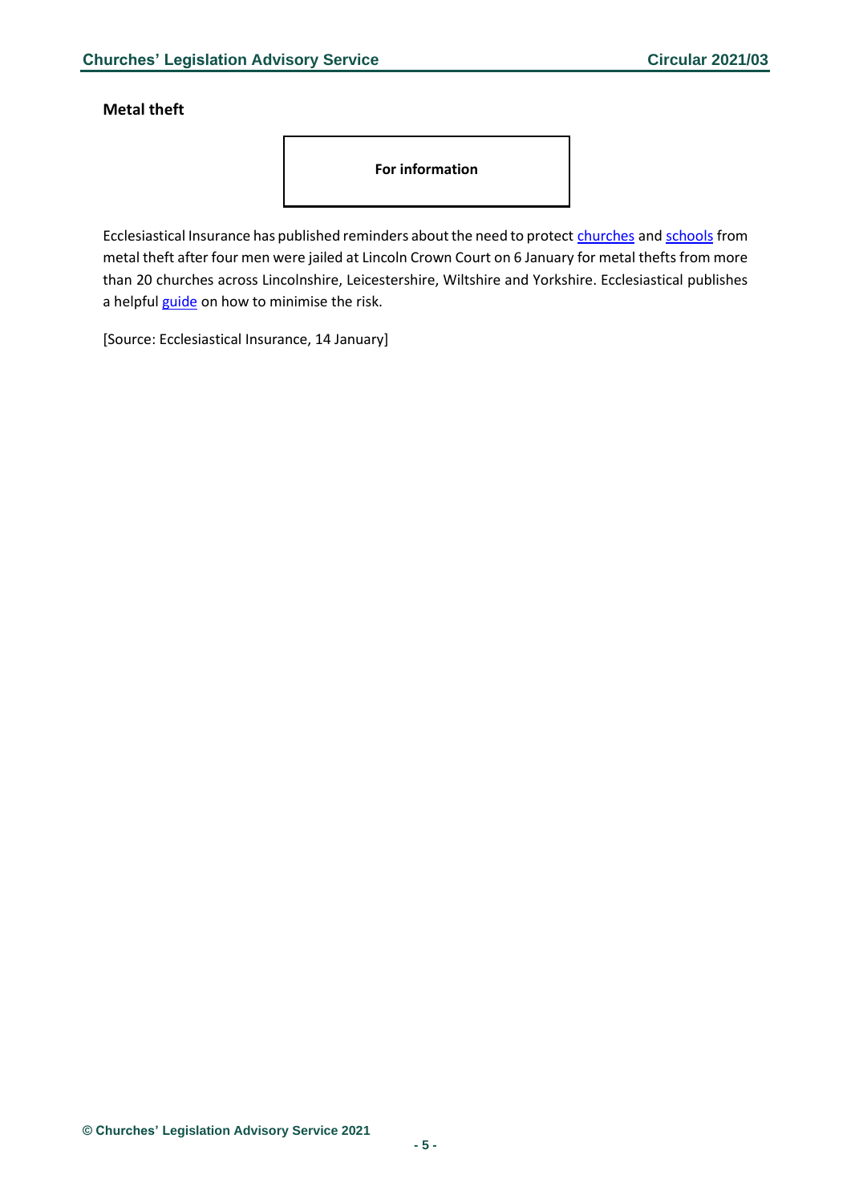## Metal theft

**For information**

Ecclesiastical Insurance has published reminders about the need to protect churches and schools from metal theft after four men were jailed at Lincoln Crown Court on 6 January for metal thefts from more than 20 churches across Lincolnshire, Leicestershire, Wiltshire and Yorkshire. Ecclesiastical publishes a helpful guide on how to minimise the risk.

[Source: Ecclesiastical Insurance, 14 January]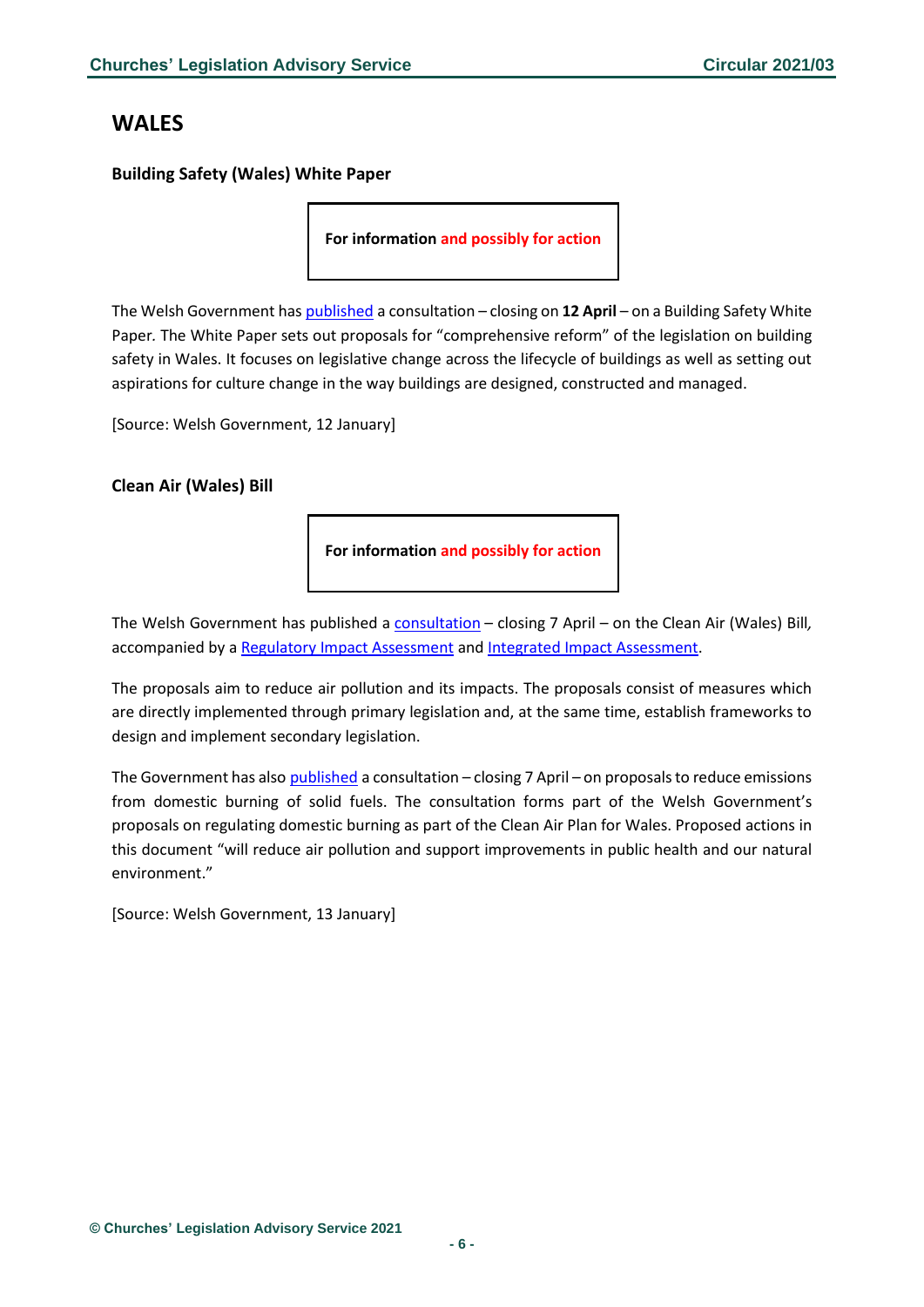# WALES

### Building Safety (Wales) White Paper

**For information and possibly for action**

The Welsh Government has published a consultation – closing on **12 April** – on a Building Safety White Paper. The White Paper sets out proposals for "comprehensive reform" of the legislation on building safety in Wales. It focuses on legislative change across the lifecycle of buildings as well as setting out aspirations for culture change in the way buildings are designed, constructed and managed.

[Source: Welsh Government, 12 January]

### Clean Air (Wales) Bill

**For information and possibly for action**

The Welsh Government has published a consultation – closing 7 April – on the Clean Air (Wales) Bill, accompanied by a Regulatory Impact Assessment and Integrated Impact Assessment.

The proposals aim to reduce air pollution and its impacts. The proposals consist of measures which are directly implemented through primary legislation and, at the same time, establish frameworks to design and implement secondary legislation.

The Government has also published a consultation – closing 7 April – on proposals to reduce emissions from domestic burning of solid fuels. The consultation forms part of the Welsh Government's proposals on regulating domestic burning as part of the Clean Air Plan for Wales. Proposed actions in this document "will reduce air pollution and support improvements in public health and our natural environment."

[Source: Welsh Government, 13 January]